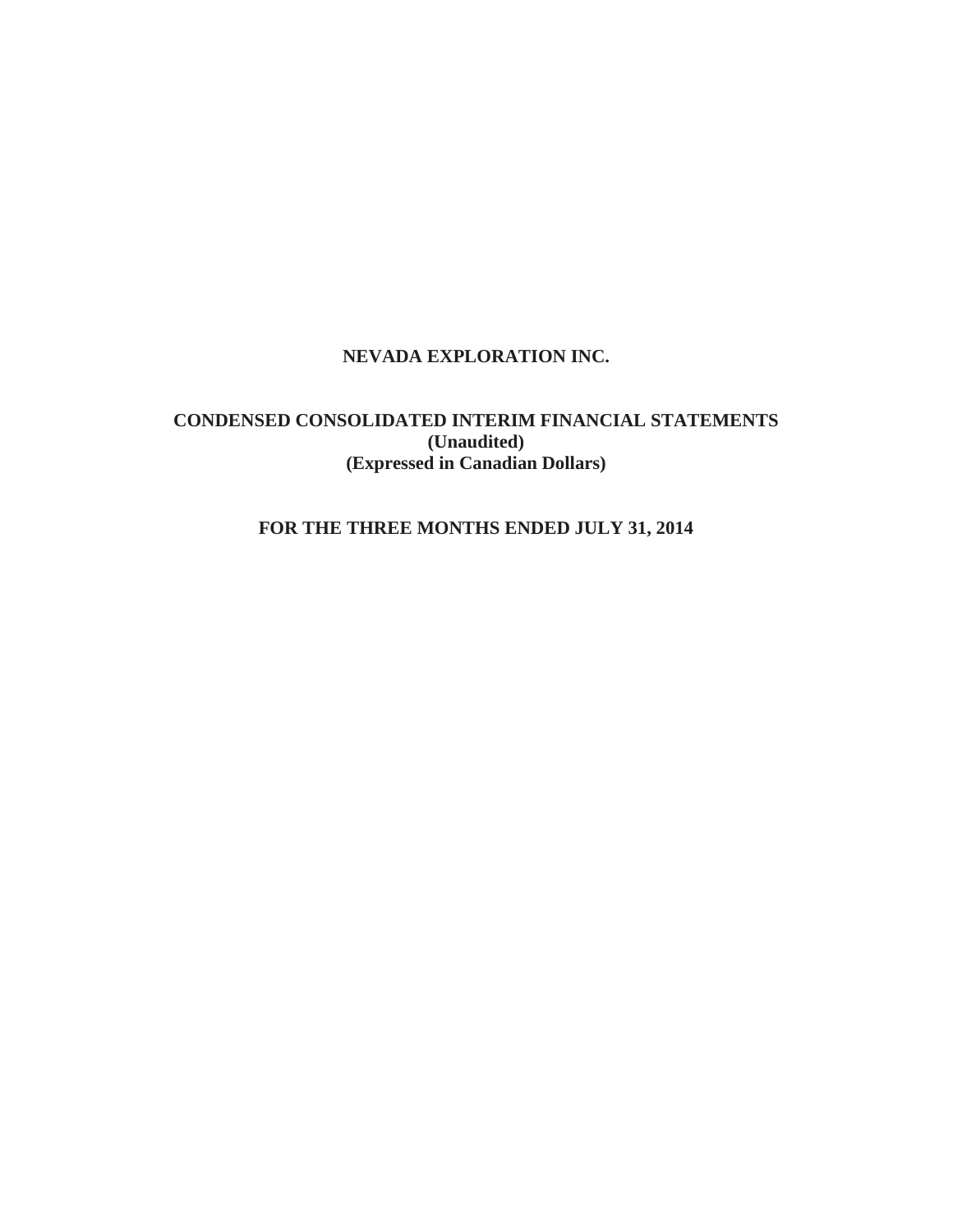# NEVADA EXPLORATION INC.

## CONDENSED CONSOLIDATED INTERIM FINANCIAL STATEMENTS
**(Unaudited)**
**(Expressed in Canadian Dollars)**

## FOR THE THREE MONTHS ENDED JULY 31, 2014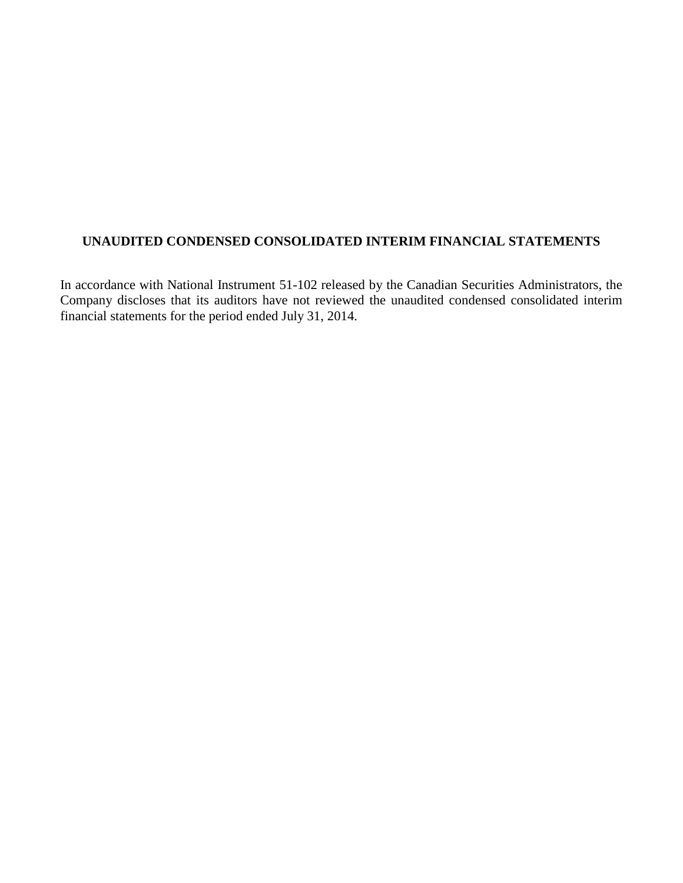## UNAUDITED CONDENSED CONSOLIDATED INTERIM FINANCIAL STATEMENTS

In accordance with National Instrument 51-102 released by the Canadian Securities Administrators, the Company discloses that its auditors have not reviewed the unaudited condensed consolidated interim financial statements for the period ended July 31, 2014.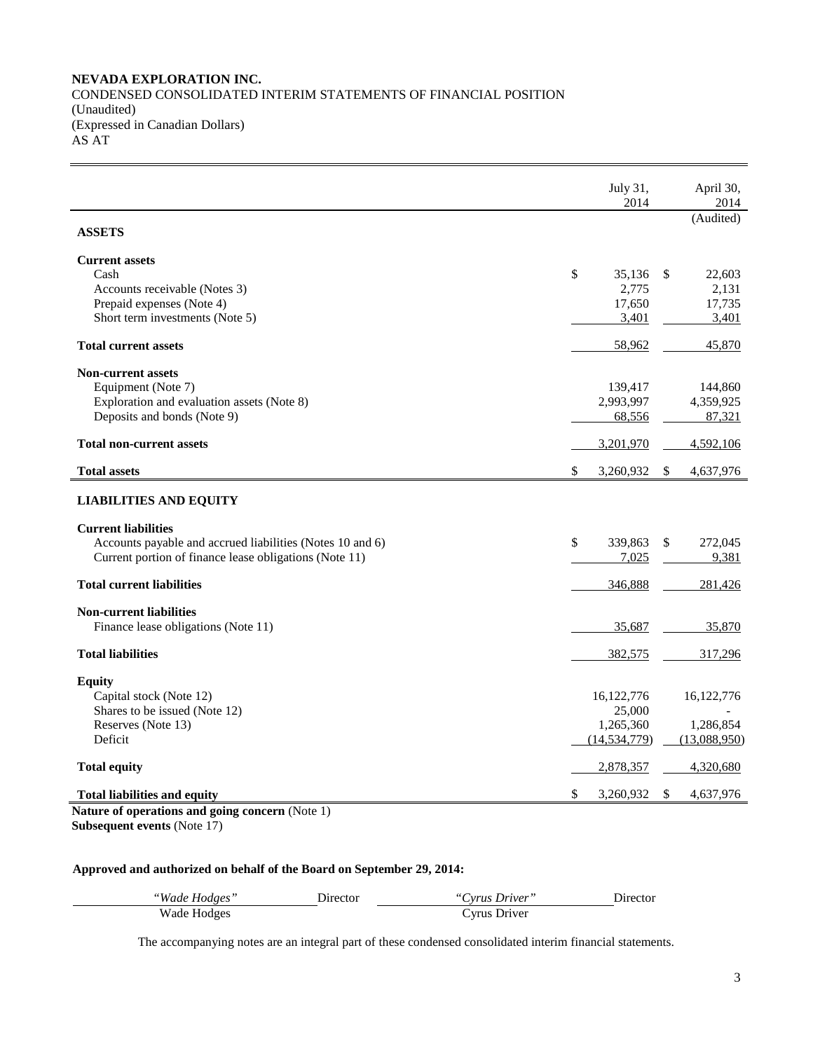**NEVADA EXPLORATION INC.**
CONDENSED CONSOLIDATED INTERIM STATEMENTS OF FINANCIAL POSITION
(Unaudited)
(Expressed in Canadian Dollars)
AS AT

| | July 31, 2014 | April 30, 2014 |
|---|---|---|
| | | (Audited) |
| **ASSETS** | | |
| **Current assets** | | |
| Cash | $ 35,136 | $ 22,603 |
| Accounts receivable (Notes 3) | 2,775 | 2,131 |
| Prepaid expenses (Note 4) | 17,650 | 17,735 |
| Short term investments (Note 5) | 3,401 | 3,401 |
| **Total current assets** | 58,962 | 45,870 |
| **Non-current assets** | | |
| Equipment (Note 7) | 139,417 | 144,860 |
| Exploration and evaluation assets (Note 8) | 2,993,997 | 4,359,925 |
| Deposits and bonds (Note 9) | 68,556 | 87,321 |
| **Total non-current assets** | 3,201,970 | 4,592,106 |
| **Total assets** | $ 3,260,932 | $ 4,637,976 |
| **LIABILITIES AND EQUITY** | | |
| **Current liabilities** | | |
| Accounts payable and accrued liabilities (Notes 10 and 6) | $ 339,863 | $ 272,045 |
| Current portion of finance lease obligations (Note 11) | 7,025 | 9,381 |
| **Total current liabilities** | 346,888 | 281,426 |
| **Non-current liabilities** | | |
| Finance lease obligations (Note 11) | 35,687 | 35,870 |
| **Total liabilities** | 382,575 | 317,296 |
| **Equity** | | |
| Capital stock (Note 12) | 16,122,776 | 16,122,776 |
| Shares to be issued (Note 12) | 25,000 | - |
| Reserves (Note 13) | 1,265,360 | 1,286,854 |
| Deficit | (14,534,779) | (13,088,950) |
| **Total equity** | 2,878,357 | 4,320,680 |
| **Total liabilities and equity** | $ 3,260,932 | $ 4,637,976 |

**Nature of operations and going concern** (Note 1)
**Subsequent events** (Note 17)

**Approved and authorized on behalf of the Board on September 29, 2014:**

| *"Wade Hodges"* | Director | *"Cyrus Driver"* | Director |
|---|---|---|---|
| Wade Hodges | | Cyrus Driver | |

The accompanying notes are an integral part of these condensed consolidated interim financial statements.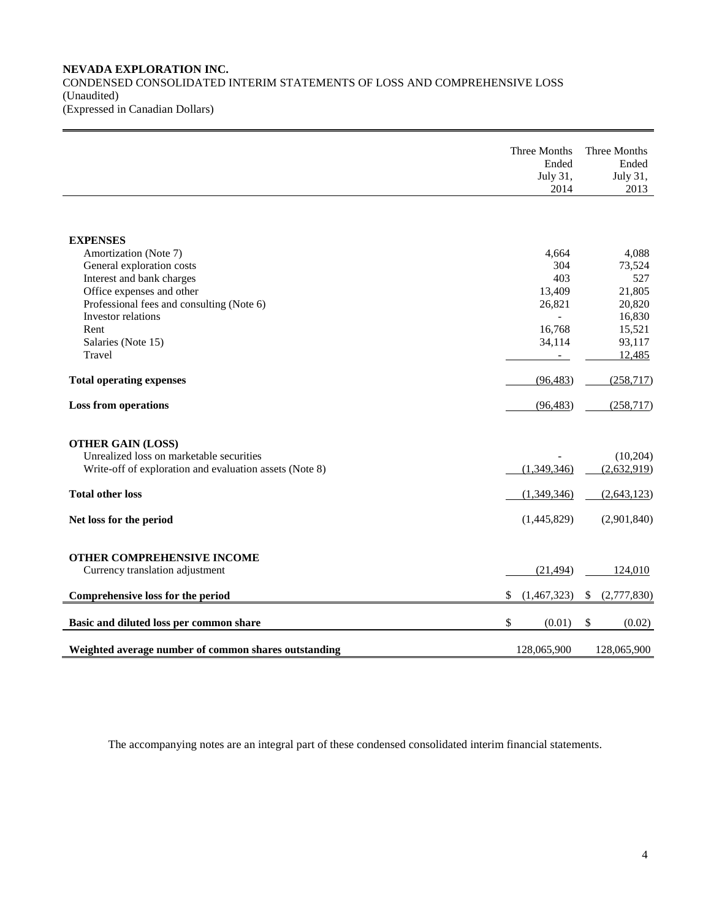**NEVADA EXPLORATION INC.**

CONDENSED CONSOLIDATED INTERIM STATEMENTS OF LOSS AND COMPREHENSIVE LOSS

(Unaudited)

(Expressed in Canadian Dollars)

| | Three Months Ended July 31, 2014 | Three Months Ended July 31, 2013 |
|---|---|---|
| **EXPENSES** | | |
| Amortization (Note 7) | 4,664 | 4,088 |
| General exploration costs | 304 | 73,524 |
| Interest and bank charges | 403 | 527 |
| Office expenses and other | 13,409 | 21,805 |
| Professional fees and consulting (Note 6) | 26,821 | 20,820 |
| Investor relations | - | 16,830 |
| Rent | 16,768 | 15,521 |
| Salaries (Note 15) | 34,114 | 93,117 |
| Travel | - | 12,485 |
| **Total operating expenses** | (96,483) | (258,717) |
| **Loss from operations** | (96,483) | (258,717) |
| **OTHER GAIN (LOSS)** | | |
| Unrealized loss on marketable securities | - | (10,204) |
| Write-off of exploration and evaluation assets (Note 8) | (1,349,346) | (2,632,919) |
| **Total other loss** | (1,349,346) | (2,643,123) |
| **Net loss for the period** | (1,445,829) | (2,901,840) |
| **OTHER COMPREHENSIVE INCOME** | | |
| Currency translation adjustment | (21,494) | 124,010 |
| **Comprehensive loss for the period** | $ (1,467,323) | $ (2,777,830) |
| **Basic and diluted loss per common share** | $ (0.01) | $ (0.02) |
| **Weighted average number of common shares outstanding** | 128,065,900 | 128,065,900 |

The accompanying notes are an integral part of these condensed consolidated interim financial statements.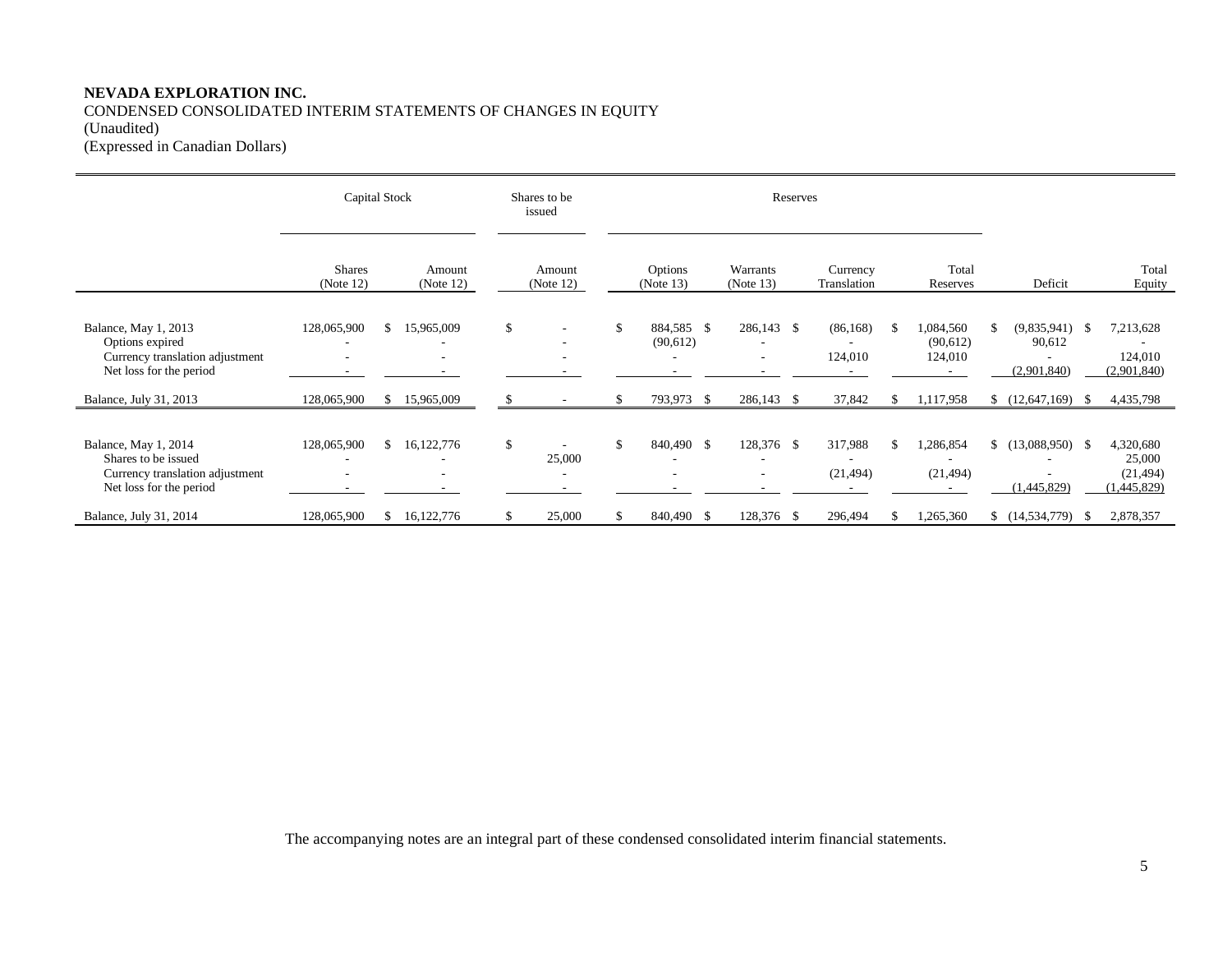**NEVADA EXPLORATION INC.**
CONDENSED CONSOLIDATED INTERIM STATEMENTS OF CHANGES IN EQUITY
(Unaudited)
(Expressed in Canadian Dollars)

| | Capital Stock | | Shares to be issued | Reserves | | | | | |
|---|---|---|---|---|---|---|---|---|---|
| | Shares (Note 12) | Amount (Note 12) | Amount (Note 12) | Options (Note 13) | Warrants (Note 13) | Currency Translation | Total Reserves | Deficit | Total Equity |
| Balance, May 1, 2013 | 128,065,900 | $ 15,965,009 | $ - | $ 884,585 | $ 286,143 | $ (86,168) | $ 1,084,560 | $ (9,835,941) | $ 7,213,628 |
| Options expired | - | - | - | (90,612) | - | - | (90,612) | 90,612 | - |
| Currency translation adjustment | - | - | - | - | - | 124,010 | 124,010 | - | 124,010 |
| Net loss for the period | - | - | - | - | - | - | - | (2,901,840) | (2,901,840) |
| Balance, July 31, 2013 | 128,065,900 | $ 15,965,009 | $ - | $ 793,973 | $ 286,143 | $ 37,842 | $ 1,117,958 | $ (12,647,169) | $ 4,435,798 |
| | | | | | | | | | |
| Balance, May 1, 2014 | 128,065,900 | $ 16,122,776 | $ - | $ 840,490 | $ 128,376 | $ 317,988 | $ 1,286,854 | $ (13,088,950) | $ 4,320,680 |
| Shares to be issued | - | - | 25,000 | - | - | - | - | - | 25,000 |
| Currency translation adjustment | - | - | - | - | - | (21,494) | (21,494) | - | (21,494) |
| Net loss for the period | - | - | - | - | - | - | - | (1,445,829) | (1,445,829) |
| Balance, July 31, 2014 | 128,065,900 | $ 16,122,776 | $ 25,000 | $ 840,490 | $ 128,376 | $ 296,494 | $ 1,265,360 | $ (14,534,779) | $ 2,878,357 |

The accompanying notes are an integral part of these condensed consolidated interim financial statements.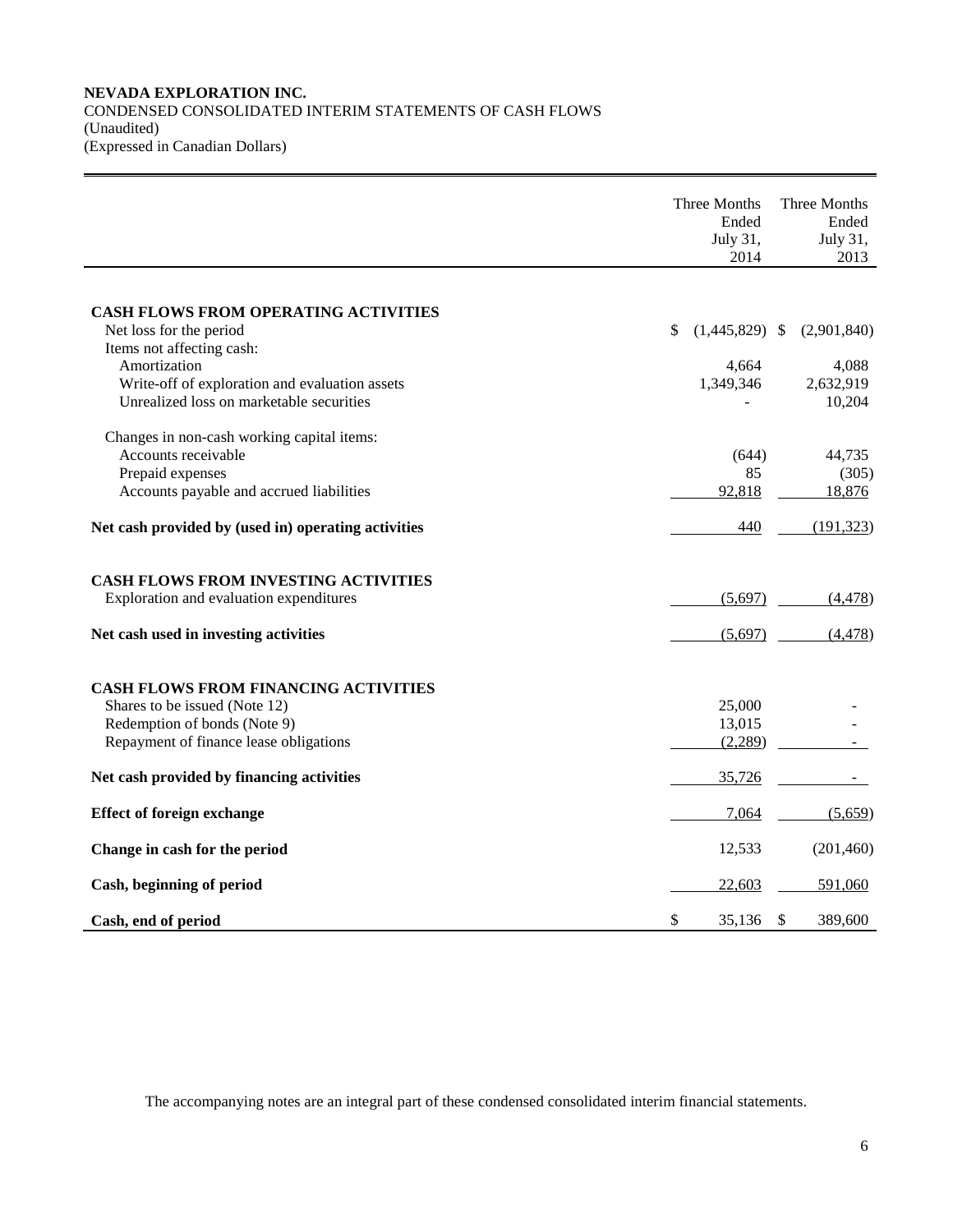**NEVADA EXPLORATION INC.**
CONDENSED CONSOLIDATED INTERIM STATEMENTS OF CASH FLOWS
(Unaudited)
(Expressed in Canadian Dollars)

| | Three Months Ended July 31, 2014 | Three Months Ended July 31, 2013 |
|---|---|---|
| **CASH FLOWS FROM OPERATING ACTIVITIES** | | |
| Net loss for the period | $ (1,445,829) | $ (2,901,840) |
| Items not affecting cash: | | |
| Amortization | 4,664 | 4,088 |
| Write-off of exploration and evaluation assets | 1,349,346 | 2,632,919 |
| Unrealized loss on marketable securities | - | 10,204 |
| Changes in non-cash working capital items: | | |
| Accounts receivable | (644) | 44,735 |
| Prepaid expenses | 85 | (305) |
| Accounts payable and accrued liabilities | 92,818 | 18,876 |
| **Net cash provided by (used in) operating activities** | 440 | (191,323) |
| **CASH FLOWS FROM INVESTING ACTIVITIES** | | |
| Exploration and evaluation expenditures | (5,697) | (4,478) |
| **Net cash used in investing activities** | (5,697) | (4,478) |
| **CASH FLOWS FROM FINANCING ACTIVITIES** | | |
| Shares to be issued (Note 12) | 25,000 | - |
| Redemption of bonds (Note 9) | 13,015 | - |
| Repayment of finance lease obligations | (2,289) | - |
| **Net cash provided by financing activities** | 35,726 | - |
| **Effect of foreign exchange** | 7,064 | (5,659) |
| **Change in cash for the period** | 12,533 | (201,460) |
| **Cash, beginning of period** | 22,603 | 591,060 |
| **Cash, end of period** | $ 35,136 | $ 389,600 |

The accompanying notes are an integral part of these condensed consolidated interim financial statements.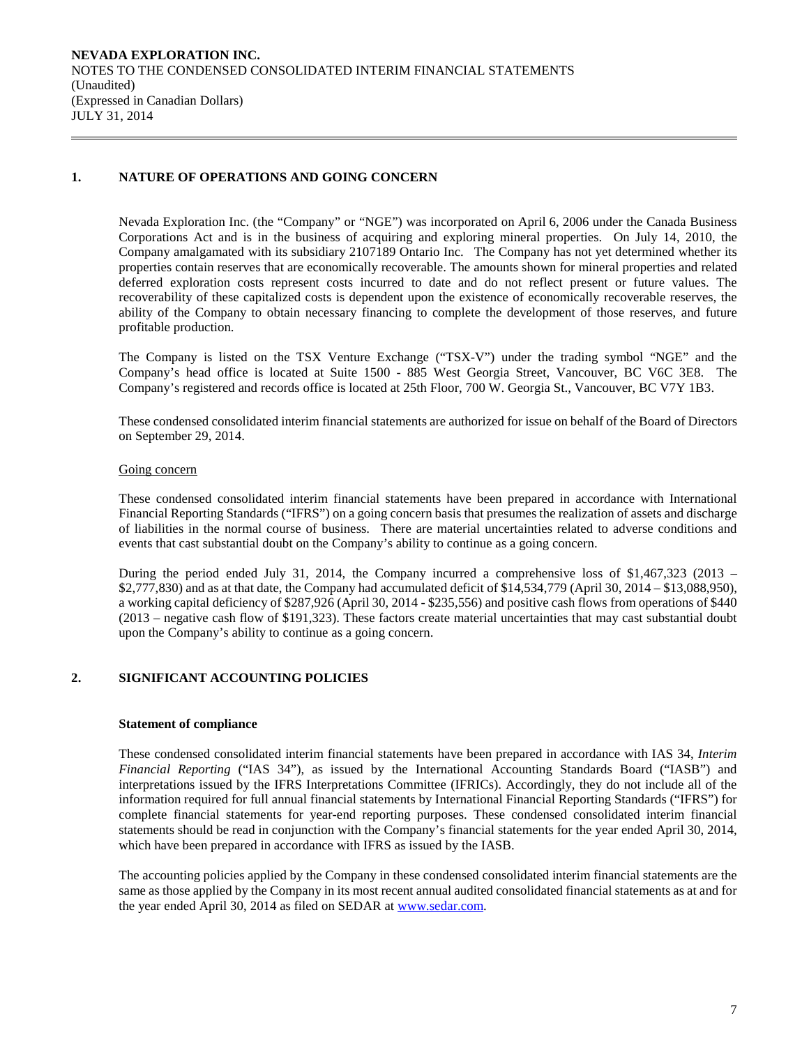## 1. NATURE OF OPERATIONS AND GOING CONCERN

Nevada Exploration Inc. (the "Company" or "NGE") was incorporated on April 6, 2006 under the Canada Business Corporations Act and is in the business of acquiring and exploring mineral properties. On July 14, 2010, the Company amalgamated with its subsidiary 2107189 Ontario Inc. The Company has not yet determined whether its properties contain reserves that are economically recoverable. The amounts shown for mineral properties and related deferred exploration costs represent costs incurred to date and do not reflect present or future values. The recoverability of these capitalized costs is dependent upon the existence of economically recoverable reserves, the ability of the Company to obtain necessary financing to complete the development of those reserves, and future profitable production.

The Company is listed on the TSX Venture Exchange ("TSX-V") under the trading symbol "NGE" and the Company's head office is located at Suite 1500 - 885 West Georgia Street, Vancouver, BC V6C 3E8. The Company's registered and records office is located at 25th Floor, 700 W. Georgia St., Vancouver, BC V7Y 1B3.

These condensed consolidated interim financial statements are authorized for issue on behalf of the Board of Directors on September 29, 2014.

Going concern

These condensed consolidated interim financial statements have been prepared in accordance with International Financial Reporting Standards ("IFRS") on a going concern basis that presumes the realization of assets and discharge of liabilities in the normal course of business. There are material uncertainties related to adverse conditions and events that cast substantial doubt on the Company's ability to continue as a going concern.

During the period ended July 31, 2014, the Company incurred a comprehensive loss of $1,467,323 (2013 – $2,777,830) and as at that date, the Company had accumulated deficit of $14,534,779 (April 30, 2014 – $13,088,950), a working capital deficiency of $287,926 (April 30, 2014 - $235,556) and positive cash flows from operations of $440 (2013 – negative cash flow of $191,323). These factors create material uncertainties that may cast substantial doubt upon the Company's ability to continue as a going concern.

## 2. SIGNIFICANT ACCOUNTING POLICIES

**Statement of compliance**

These condensed consolidated interim financial statements have been prepared in accordance with IAS 34, *Interim Financial Reporting* ("IAS 34"), as issued by the International Accounting Standards Board ("IASB") and interpretations issued by the IFRS Interpretations Committee (IFRICs). Accordingly, they do not include all of the information required for full annual financial statements by International Financial Reporting Standards ("IFRS") for complete financial statements for year-end reporting purposes. These condensed consolidated interim financial statements should be read in conjunction with the Company's financial statements for the year ended April 30, 2014, which have been prepared in accordance with IFRS as issued by the IASB.

The accounting policies applied by the Company in these condensed consolidated interim financial statements are the same as those applied by the Company in its most recent annual audited consolidated financial statements as at and for the year ended April 30, 2014 as filed on SEDAR at www.sedar.com.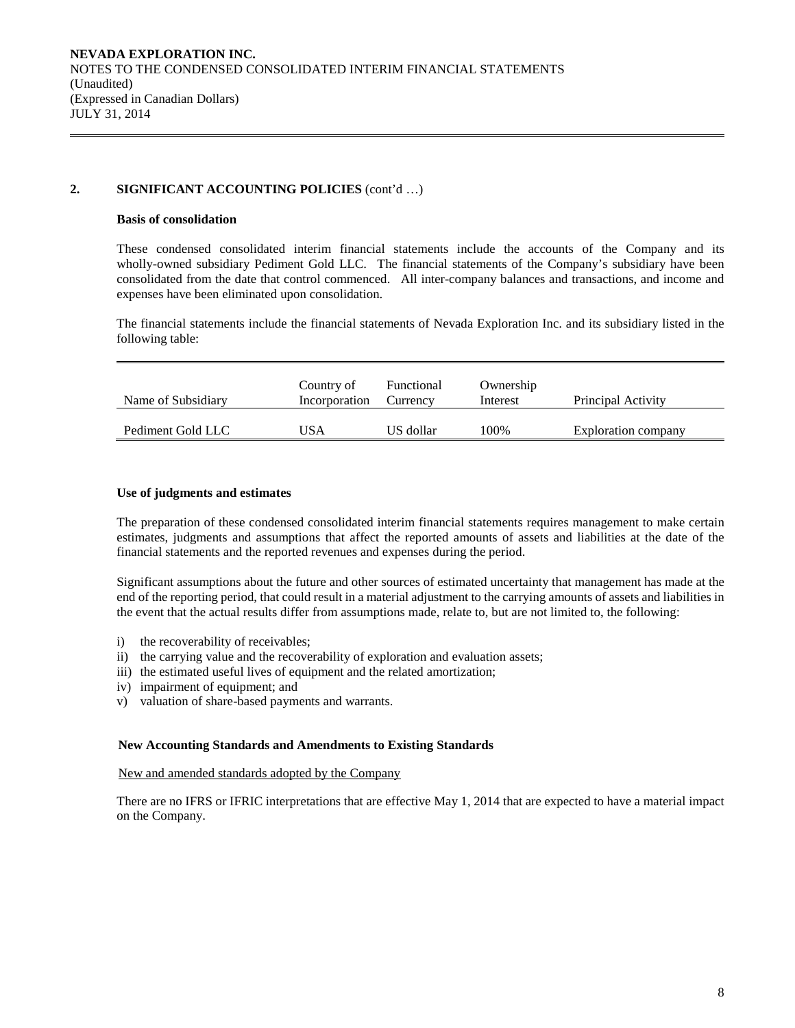## 2. SIGNIFICANT ACCOUNTING POLICIES (cont'd …)

### Basis of consolidation

These condensed consolidated interim financial statements include the accounts of the Company and its wholly-owned subsidiary Pediment Gold LLC. The financial statements of the Company's subsidiary have been consolidated from the date that control commenced. All inter-company balances and transactions, and income and expenses have been eliminated upon consolidation.

The financial statements include the financial statements of Nevada Exploration Inc. and its subsidiary listed in the following table:

| Name of Subsidiary | Country of Incorporation | Functional Currency | Ownership Interest | Principal Activity |
|---|---|---|---|---|
| Pediment Gold LLC | USA | US dollar | 100% | Exploration company |

### Use of judgments and estimates

The preparation of these condensed consolidated interim financial statements requires management to make certain estimates, judgments and assumptions that affect the reported amounts of assets and liabilities at the date of the financial statements and the reported revenues and expenses during the period.

Significant assumptions about the future and other sources of estimated uncertainty that management has made at the end of the reporting period, that could result in a material adjustment to the carrying amounts of assets and liabilities in the event that the actual results differ from assumptions made, relate to, but are not limited to, the following:

i) the recoverability of receivables;
ii) the carrying value and the recoverability of exploration and evaluation assets;
iii) the estimated useful lives of equipment and the related amortization;
iv) impairment of equipment; and
v) valuation of share-based payments and warrants.

### New Accounting Standards and Amendments to Existing Standards

New and amended standards adopted by the Company

There are no IFRS or IFRIC interpretations that are effective May 1, 2014 that are expected to have a material impact on the Company.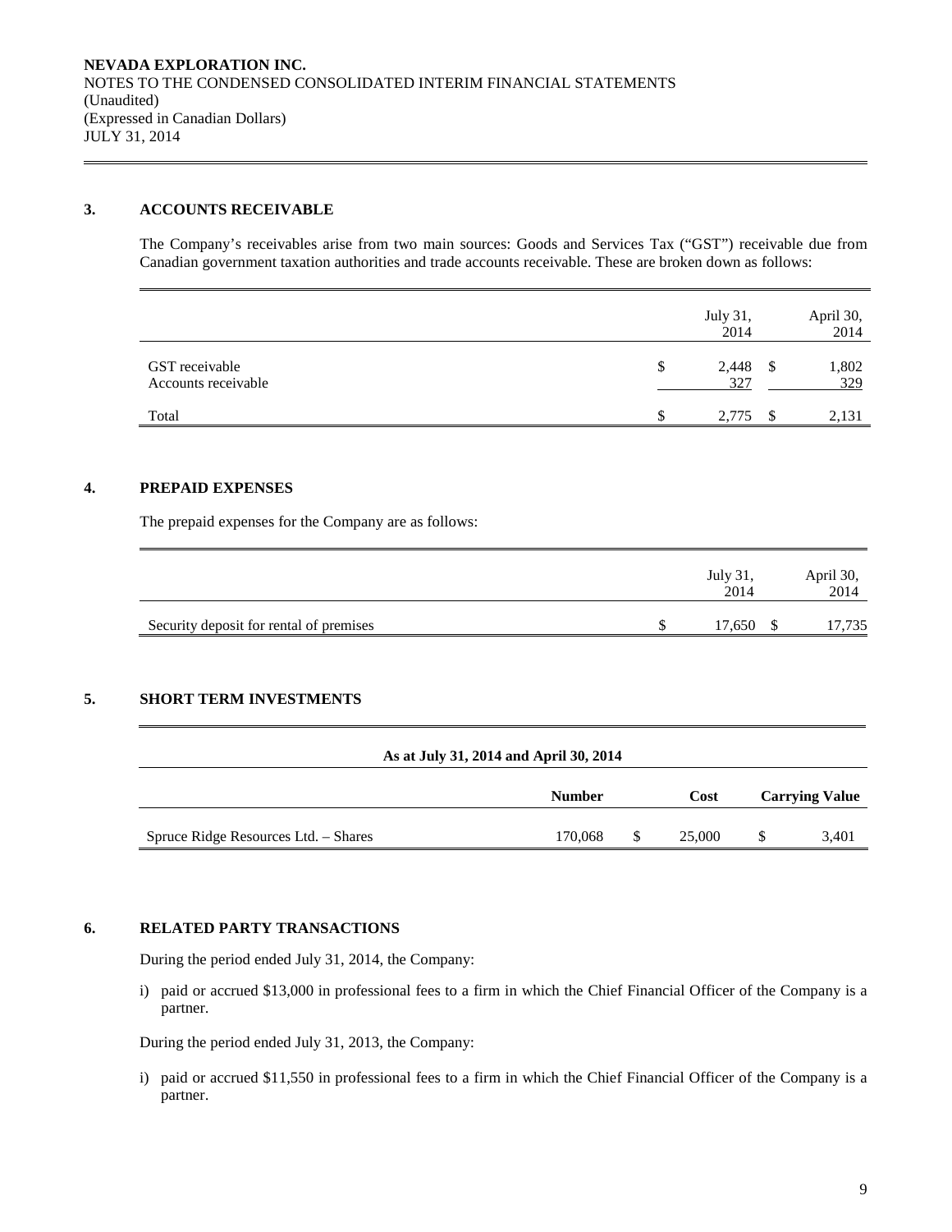**NEVADA EXPLORATION INC.**
NOTES TO THE CONDENSED CONSOLIDATED INTERIM FINANCIAL STATEMENTS
(Unaudited)
(Expressed in Canadian Dollars)
JULY 31, 2014

## 3. ACCOUNTS RECEIVABLE

The Company's receivables arise from two main sources: Goods and Services Tax ("GST") receivable due from Canadian government taxation authorities and trade accounts receivable. These are broken down as follows:

| | July 31, 2014 | April 30, 2014 |
|---|---|---|
| GST receivable | $ 2,448 | $ 1,802 |
| Accounts receivable | 327 | 329 |
| Total | $ 2,775 | $ 2,131 |

## 4. PREPAID EXPENSES

The prepaid expenses for the Company are as follows:

| | July 31, 2014 | April 30, 2014 |
|---|---|---|
| Security deposit for rental of premises | $ 17,650 | $ 17,735 |

## 5. SHORT TERM INVESTMENTS

| As at July 31, 2014 and April 30, 2014 | | | |
|---|---|---|---|
| | **Number** | **Cost** | **Carrying Value** |
| Spruce Ridge Resources Ltd. – Shares | 170,068 | $ 25,000 | $ 3,401 |

## 6. RELATED PARTY TRANSACTIONS

During the period ended July 31, 2014, the Company:

i) paid or accrued $13,000 in professional fees to a firm in which the Chief Financial Officer of the Company is a partner.

During the period ended July 31, 2013, the Company:

i) paid or accrued $11,550 in professional fees to a firm in which the Chief Financial Officer of the Company is a partner.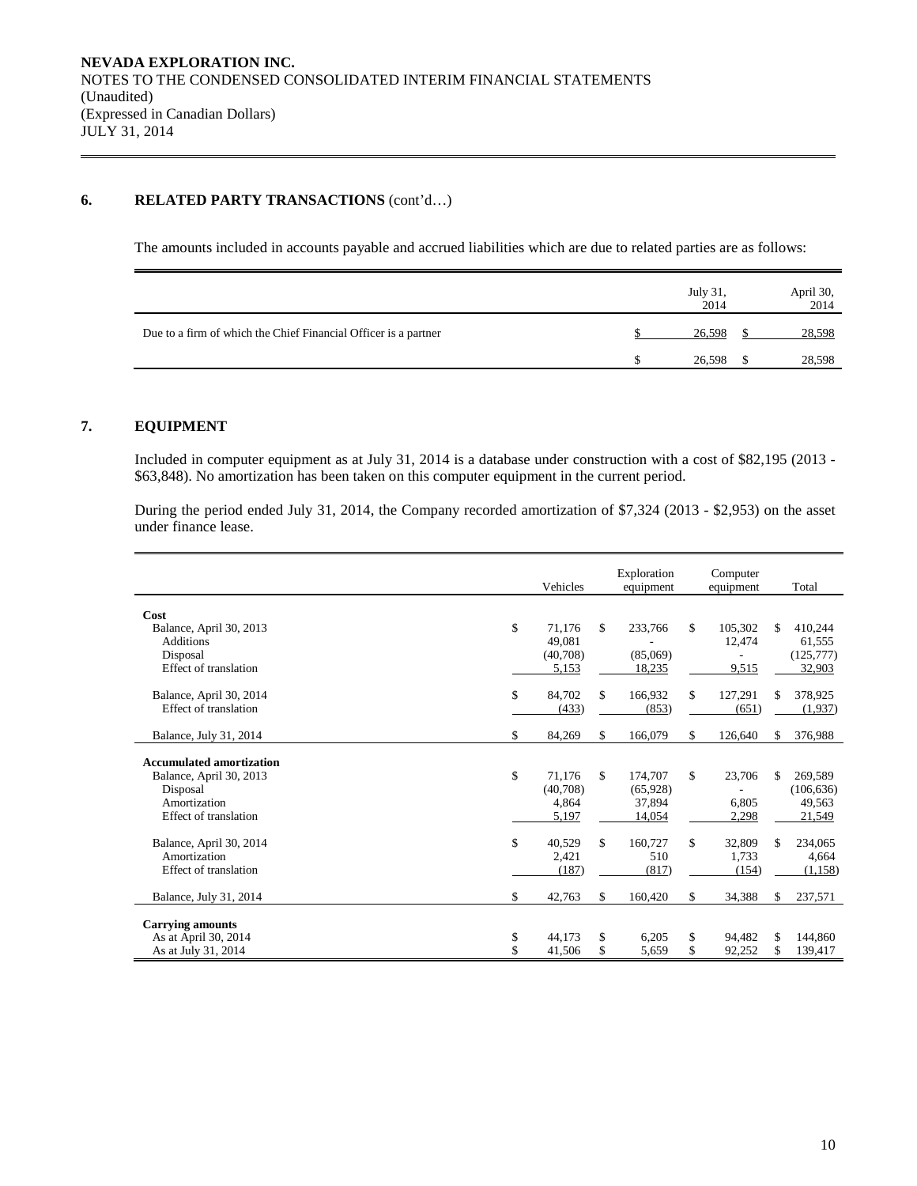NEVADA EXPLORATION INC.
NOTES TO THE CONDENSED CONSOLIDATED INTERIM FINANCIAL STATEMENTS
(Unaudited)
(Expressed in Canadian Dollars)
JULY 31, 2014

## 6. RELATED PARTY TRANSACTIONS (cont'd…)

The amounts included in accounts payable and accrued liabilities which are due to related parties are as follows:

| | July 31, 2014 | April 30, 2014 |
|---|---|---|
| Due to a firm of which the Chief Financial Officer is a partner | $ 26,598 | $ 28,598 |
| | $ 26,598 | $ 28,598 |

## 7. EQUIPMENT

Included in computer equipment as at July 31, 2014 is a database under construction with a cost of $82,195 (2013 - $63,848). No amortization has been taken on this computer equipment in the current period.

During the period ended July 31, 2014, the Company recorded amortization of $7,324 (2013 - $2,953) on the asset under finance lease.

| | Vehicles | Exploration equipment | Computer equipment | Total |
|---|---|---|---|---|
| **Cost** | | | | |
| Balance, April 30, 2013 | $ 71,176 | $ 233,766 | $ 105,302 | $ 410,244 |
| Additions | 49,081 | - | 12,474 | 61,555 |
| Disposal | (40,708) | (85,069) | - | (125,777) |
| Effect of translation | 5,153 | 18,235 | 9,515 | 32,903 |
| Balance, April 30, 2014 | $ 84,702 | $ 166,932 | $ 127,291 | $ 378,925 |
| Effect of translation | (433) | (853) | (651) | (1,937) |
| Balance, July 31, 2014 | $ 84,269 | $ 166,079 | $ 126,640 | $ 376,988 |
| **Accumulated amortization** | | | | |
| Balance, April 30, 2013 | $ 71,176 | $ 174,707 | $ 23,706 | $ 269,589 |
| Disposal | (40,708) | (65,928) | - | (106,636) |
| Amortization | 4,864 | 37,894 | 6,805 | 49,563 |
| Effect of translation | 5,197 | 14,054 | 2,298 | 21,549 |
| Balance, April 30, 2014 | $ 40,529 | $ 160,727 | $ 32,809 | $ 234,065 |
| Amortization | 2,421 | 510 | 1,733 | 4,664 |
| Effect of translation | (187) | (817) | (154) | (1,158) |
| Balance, July 31, 2014 | $ 42,763 | $ 160,420 | $ 34,388 | $ 237,571 |
| **Carrying amounts** | | | | |
| As at April 30, 2014 | $ 44,173 | $ 6,205 | $ 94,482 | $ 144,860 |
| As at July 31, 2014 | $ 41,506 | $ 5,659 | $ 92,252 | $ 139,417 |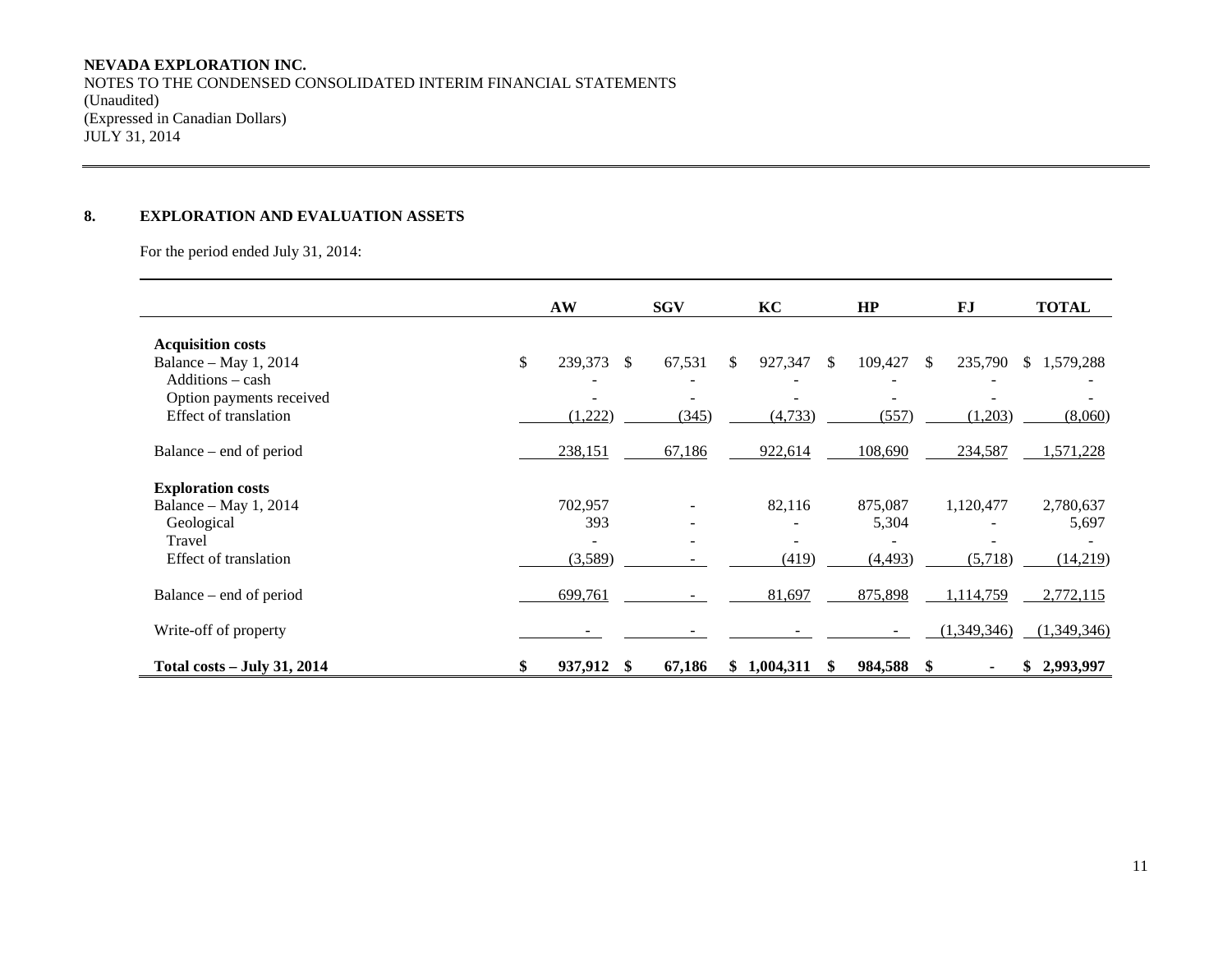**NEVADA EXPLORATION INC.**
NOTES TO THE CONDENSED CONSOLIDATED INTERIM FINANCIAL STATEMENTS
(Unaudited)
(Expressed in Canadian Dollars)
JULY 31, 2014

## 8. EXPLORATION AND EVALUATION ASSETS

For the period ended July 31, 2014:

| | AW | SGV | KC | HP | FJ | TOTAL |
|---|---|---|---|---|---|---|
| **Acquisition costs** | | | | | | |
| Balance – May 1, 2014 | $ 239,373 | $ 67,531 | $ 927,347 | $ 109,427 | $ 235,790 | $ 1,579,288 |
| Additions – cash | - | - | - | - | - | - |
| Option payments received | - | - | - | - | - | - |
| Effect of translation | (1,222) | (345) | (4,733) | (557) | (1,203) | (8,060) |
| Balance – end of period | 238,151 | 67,186 | 922,614 | 108,690 | 234,587 | 1,571,228 |
| **Exploration costs** | | | | | | |
| Balance – May 1, 2014 | 702,957 | - | 82,116 | 875,087 | 1,120,477 | 2,780,637 |
| Geological | 393 | - | - | 5,304 | - | 5,697 |
| Travel | - | - | - | - | - | - |
| Effect of translation | (3,589) | - | (419) | (4,493) | (5,718) | (14,219) |
| Balance – end of period | 699,761 | - | 81,697 | 875,898 | 1,114,759 | 2,772,115 |
| Write-off of property | - | - | - | - | (1,349,346) | (1,349,346) |
| **Total costs – July 31, 2014** | **$ 937,912** | **$ 67,186** | **$ 1,004,311** | **$ 984,588** | **$ -** | **$ 2,993,997** |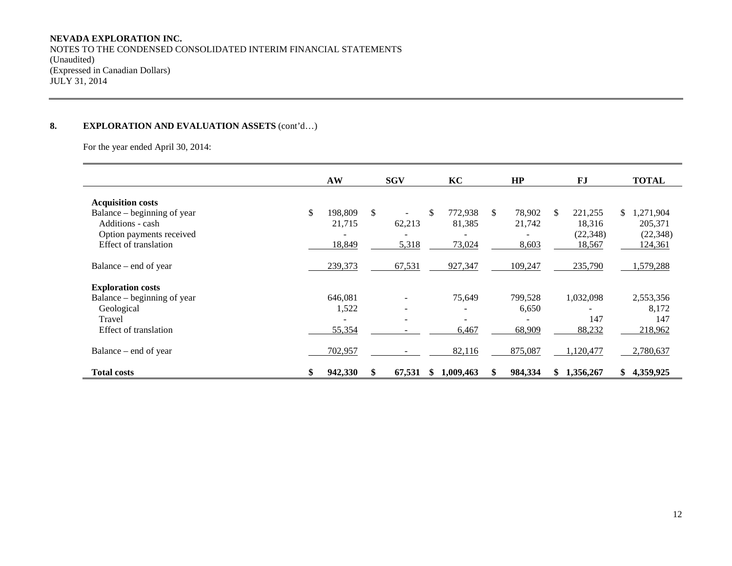**NEVADA EXPLORATION INC.**
NOTES TO THE CONDENSED CONSOLIDATED INTERIM FINANCIAL STATEMENTS
(Unaudited)
(Expressed in Canadian Dollars)
JULY 31, 2014

## 8. EXPLORATION AND EVALUATION ASSETS (cont'd…)

For the year ended April 30, 2014:

| | AW | SGV | KC | HP | FJ | TOTAL |
|---|---|---|---|---|---|---|
| **Acquisition costs** | | | | | | |
| Balance – beginning of year | $ 198,809 | $ - | $ 772,938 | $ 78,902 | $ 221,255 | $ 1,271,904 |
| Additions - cash | 21,715 | 62,213 | 81,385 | 21,742 | 18,316 | 205,371 |
| Option payments received | - | - | - | - | (22,348) | (22,348) |
| Effect of translation | 18,849 | 5,318 | 73,024 | 8,603 | 18,567 | 124,361 |
| Balance – end of year | 239,373 | 67,531 | 927,347 | 109,247 | 235,790 | 1,579,288 |
| **Exploration costs** | | | | | | |
| Balance – beginning of year | 646,081 | - | 75,649 | 799,528 | 1,032,098 | 2,553,356 |
| Geological | 1,522 | - | - | 6,650 | - | 8,172 |
| Travel | - | - | - | - | 147 | 147 |
| Effect of translation | 55,354 | - | 6,467 | 68,909 | 88,232 | 218,962 |
| Balance – end of year | 702,957 | - | 82,116 | 875,087 | 1,120,477 | 2,780,637 |
| **Total costs** | **$ 942,330** | **$ 67,531** | **$ 1,009,463** | **$ 984,334** | **$ 1,356,267** | **$ 4,359,925** |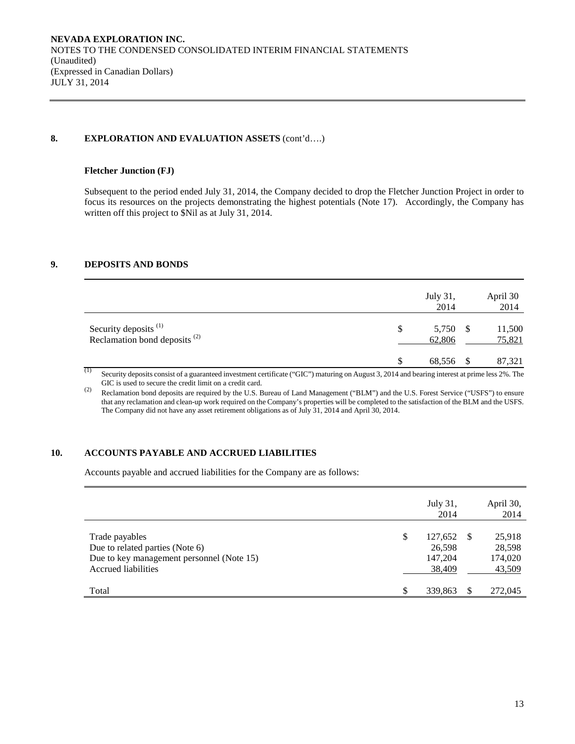## 8. EXPLORATION AND EVALUATION ASSETS (cont'd….)

### Fletcher Junction (FJ)

Subsequent to the period ended July 31, 2014, the Company decided to drop the Fletcher Junction Project in order to focus its resources on the projects demonstrating the highest potentials (Note 17). Accordingly, the Company has written off this project to $Nil as at July 31, 2014.

## 9. DEPOSITS AND BONDS

| | July 31, 2014 | April 30 2014 |
|---|---|---|
| Security deposits [(1)] | $ 5,750 | $ 11,500 |
| Reclamation bond deposits [(2)] | 62,806 | 75,821 |
| | $ 68,556 | $ 87,321 |

(1) Security deposits consist of a guaranteed investment certificate ("GIC") maturing on August 3, 2014 and bearing interest at prime less 2%. The GIC is used to secure the credit limit on a credit card.

(2) Reclamation bond deposits are required by the U.S. Bureau of Land Management ("BLM") and the U.S. Forest Service ("USFS") to ensure that any reclamation and clean-up work required on the Company's properties will be completed to the satisfaction of the BLM and the USFS. The Company did not have any asset retirement obligations as of July 31, 2014 and April 30, 2014.

## 10. ACCOUNTS PAYABLE AND ACCRUED LIABILITIES

Accounts payable and accrued liabilities for the Company are as follows:

| | July 31, 2014 | April 30, 2014 |
|---|---|---|
| Trade payables | $ 127,652 | $ 25,918 |
| Due to related parties (Note 6) | 26,598 | 28,598 |
| Due to key management personnel (Note 15) | 147,204 | 174,020 |
| Accrued liabilities | 38,409 | 43,509 |
| Total | $ 339,863 | $ 272,045 |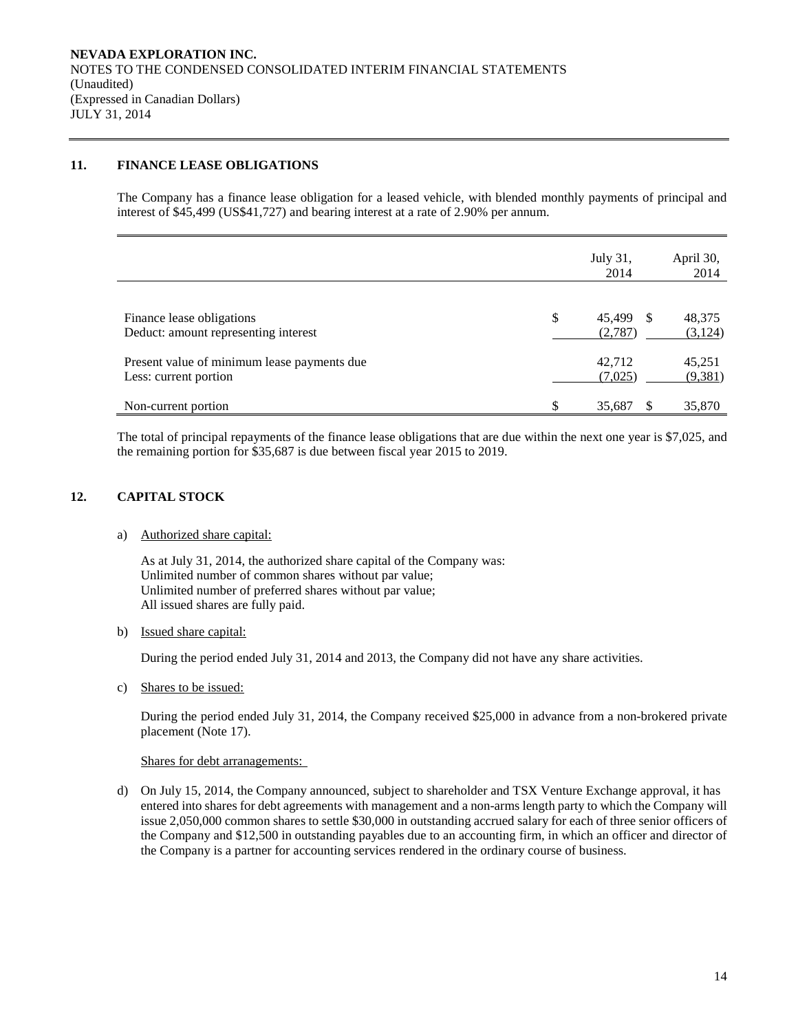## 11. FINANCE LEASE OBLIGATIONS

The Company has a finance lease obligation for a leased vehicle, with blended monthly payments of principal and interest of $45,499 (US$41,727) and bearing interest at a rate of 2.90% per annum.

| | July 31, 2014 | April 30, 2014 |
|---|---|---|
| Finance lease obligations | $ 45,499 | $ 48,375 |
| Deduct: amount representing interest | (2,787) | (3,124) |
| Present value of minimum lease payments due | 42,712 | 45,251 |
| Less: current portion | (7,025) | (9,381) |
| Non-current portion | $ 35,687 | $ 35,870 |

The total of principal repayments of the finance lease obligations that are due within the next one year is $7,025, and the remaining portion for $35,687 is due between fiscal year 2015 to 2019.

## 12. CAPITAL STOCK

a) Authorized share capital:

As at July 31, 2014, the authorized share capital of the Company was:
Unlimited number of common shares without par value;
Unlimited number of preferred shares without par value;
All issued shares are fully paid.

b) Issued share capital:

During the period ended July 31, 2014 and 2013, the Company did not have any share activities.

c) Shares to be issued:

During the period ended July 31, 2014, the Company received $25,000 in advance from a non-brokered private placement (Note 17).

Shares for debt arranagements:

d) On July 15, 2014, the Company announced, subject to shareholder and TSX Venture Exchange approval, it has entered into shares for debt agreements with management and a non-arms length party to which the Company will issue 2,050,000 common shares to settle $30,000 in outstanding accrued salary for each of three senior officers of the Company and $12,500 in outstanding payables due to an accounting firm, in which an officer and director of the Company is a partner for accounting services rendered in the ordinary course of business.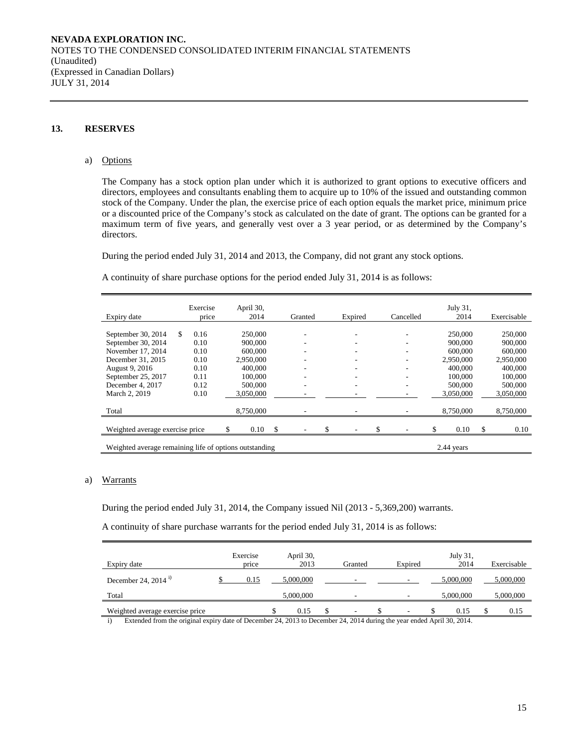## 13. RESERVES

a) Options

The Company has a stock option plan under which it is authorized to grant options to executive officers and directors, employees and consultants enabling them to acquire up to 10% of the issued and outstanding common stock of the Company. Under the plan, the exercise price of each option equals the market price, minimum price or a discounted price of the Company's stock as calculated on the date of grant. The options can be granted for a maximum term of five years, and generally vest over a 3 year period, or as determined by the Company's directors.

During the period ended July 31, 2014 and 2013, the Company, did not grant any stock options.

A continuity of share purchase options for the period ended July 31, 2014 is as follows:

| Expiry date | Exercise price | April 30, 2014 | Granted | Expired | Cancelled | July 31, 2014 | Exercisable |
|---|---|---|---|---|---|---|---|
| September 30, 2014 | $ 0.16 | 250,000 | - | - | - | 250,000 | 250,000 |
| September 30, 2014 | 0.10 | 900,000 | - | - | - | 900,000 | 900,000 |
| November 17, 2014 | 0.10 | 600,000 | - | - | - | 600,000 | 600,000 |
| December 31, 2015 | 0.10 | 2,950,000 | - | - | - | 2,950,000 | 2,950,000 |
| August 9, 2016 | 0.10 | 400,000 | - | - | - | 400,000 | 400,000 |
| September 25, 2017 | 0.11 | 100,000 | - | - | - | 100,000 | 100,000 |
| December 4, 2017 | 0.12 | 500,000 | - | - | - | 500,000 | 500,000 |
| March 2, 2019 | 0.10 | 3,050,000 | - | - | - | 3,050,000 | 3,050,000 |
| Total | | 8,750,000 | - | - | - | 8,750,000 | 8,750,000 |
| Weighted average exercise price | | $ 0.10 | $ - | $ - | $ - | $ 0.10 | $ 0.10 |
| Weighted average remaining life of options outstanding | | | | | | 2.44 years | |

a) Warrants

During the period ended July 31, 2014, the Company issued Nil (2013 - 5,369,200) warrants.

A continuity of share purchase warrants for the period ended July 31, 2014 is as follows:

| Expiry date | Exercise price | April 30, 2013 | Granted | Expired | July 31, 2014 | Exercisable |
|---|---|---|---|---|---|---|
| December 24, 2014 [i)] | $ 0.15 | 5,000,000 | - | - | 5,000,000 | 5,000,000 |
| Total | | 5,000,000 | - | - | 5,000,000 | 5,000,000 |
| Weighted average exercise price | | $ 0.15 | $ - | $ - | $ 0.15 | $ 0.15 |

i) Extended from the original expiry date of December 24, 2013 to December 24, 2014 during the year ended April 30, 2014.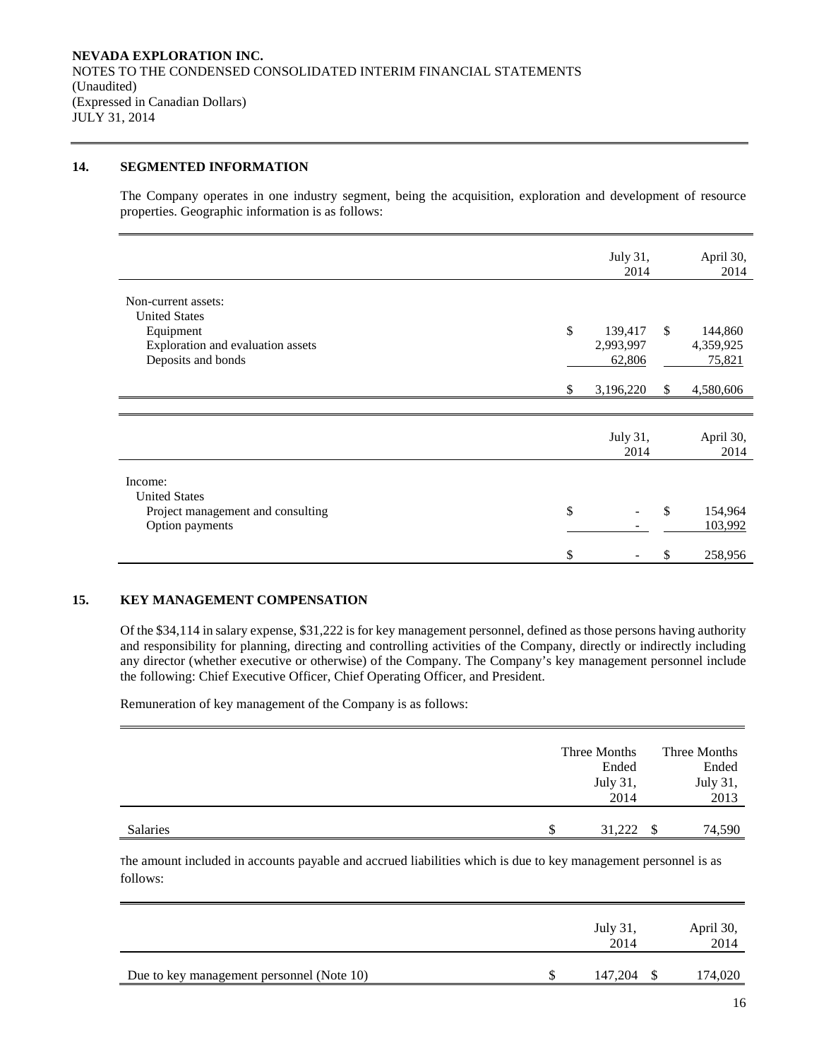NEVADA EXPLORATION INC.
NOTES TO THE CONDENSED CONSOLIDATED INTERIM FINANCIAL STATEMENTS
(Unaudited)
(Expressed in Canadian Dollars)
JULY 31, 2014

## 14. SEGMENTED INFORMATION

The Company operates in one industry segment, being the acquisition, exploration and development of resource properties. Geographic information is as follows:

| | July 31, 2014 | April 30, 2014 |
|---|---|---|
| Non-current assets: | | |
| United States | | |
| Equipment | $ 139,417 | $ 144,860 |
| Exploration and evaluation assets | 2,993,997 | 4,359,925 |
| Deposits and bonds | 62,806 | 75,821 |
| | $ 3,196,220 | $ 4,580,606 |

| | July 31, 2014 | April 30, 2014 |
|---|---|---|
| Income: | | |
| United States | | |
| Project management and consulting | $ - | $ 154,964 |
| Option payments | - | 103,992 |
| | $ - | $ 258,956 |

## 15. KEY MANAGEMENT COMPENSATION

Of the $34,114 in salary expense, $31,222 is for key management personnel, defined as those persons having authority and responsibility for planning, directing and controlling activities of the Company, directly or indirectly including any director (whether executive or otherwise) of the Company. The Company's key management personnel include the following: Chief Executive Officer, Chief Operating Officer, and President.

Remuneration of key management of the Company is as follows:

| | Three Months Ended July 31, 2014 | Three Months Ended July 31, 2013 |
|---|---|---|
| Salaries | $ 31,222 | $ 74,590 |

The amount included in accounts payable and accrued liabilities which is due to key management personnel is as follows:

| | July 31, 2014 | April 30, 2014 |
|---|---|---|
| Due to key management personnel (Note 10) | $ 147,204 | $ 174,020 |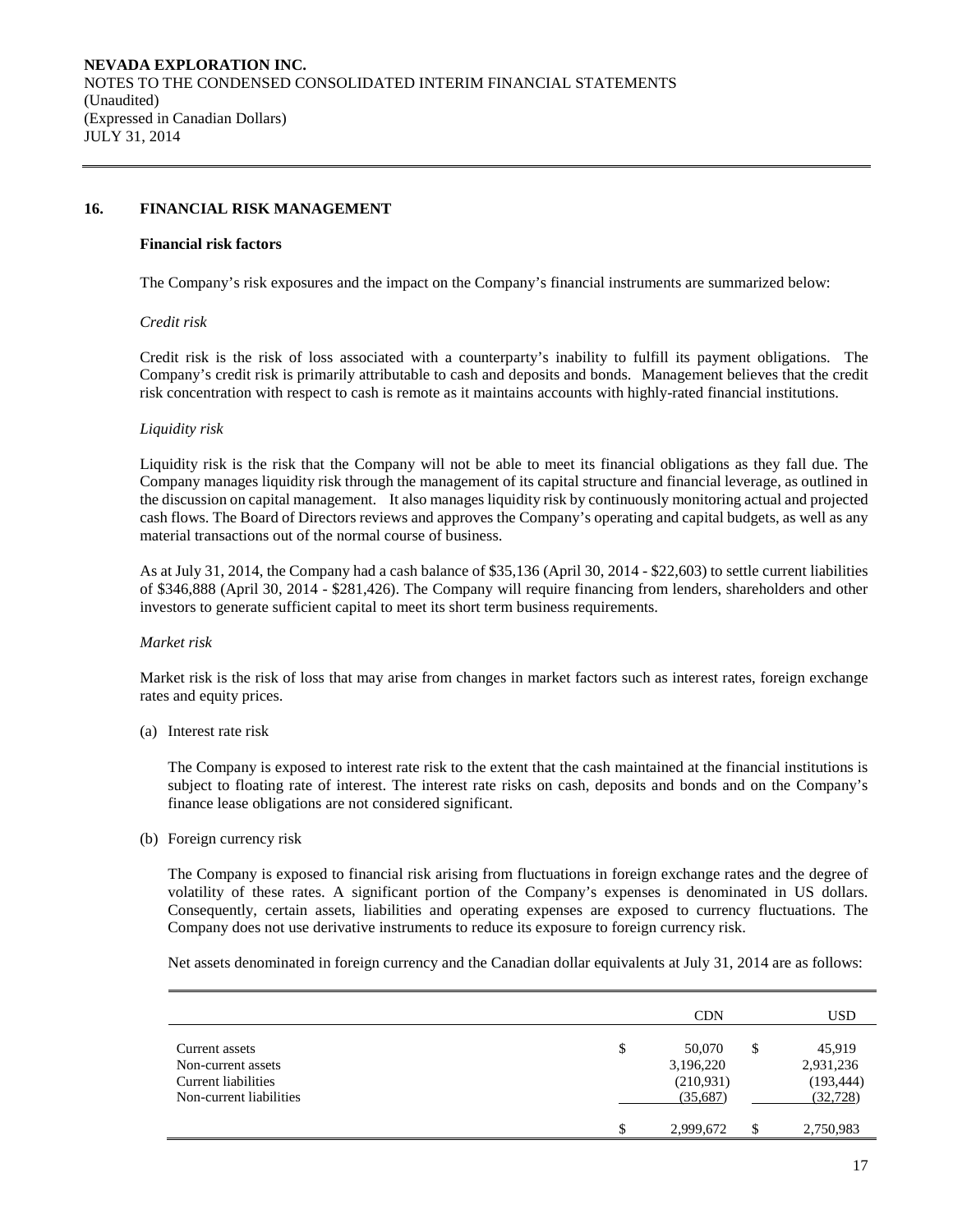## 16. FINANCIAL RISK MANAGEMENT

### Financial risk factors

The Company's risk exposures and the impact on the Company's financial instruments are summarized below:

*Credit risk*

Credit risk is the risk of loss associated with a counterparty's inability to fulfill its payment obligations. The Company's credit risk is primarily attributable to cash and deposits and bonds. Management believes that the credit risk concentration with respect to cash is remote as it maintains accounts with highly-rated financial institutions.

*Liquidity risk*

Liquidity risk is the risk that the Company will not be able to meet its financial obligations as they fall due. The Company manages liquidity risk through the management of its capital structure and financial leverage, as outlined in the discussion on capital management. It also manages liquidity risk by continuously monitoring actual and projected cash flows. The Board of Directors reviews and approves the Company's operating and capital budgets, as well as any material transactions out of the normal course of business.

As at July 31, 2014, the Company had a cash balance of $35,136 (April 30, 2014 - $22,603) to settle current liabilities of $346,888 (April 30, 2014 - $281,426). The Company will require financing from lenders, shareholders and other investors to generate sufficient capital to meet its short term business requirements.

*Market risk*

Market risk is the risk of loss that may arise from changes in market factors such as interest rates, foreign exchange rates and equity prices.

(a) Interest rate risk

The Company is exposed to interest rate risk to the extent that the cash maintained at the financial institutions is subject to floating rate of interest. The interest rate risks on cash, deposits and bonds and on the Company's finance lease obligations are not considered significant.

(b) Foreign currency risk

The Company is exposed to financial risk arising from fluctuations in foreign exchange rates and the degree of volatility of these rates. A significant portion of the Company's expenses is denominated in US dollars. Consequently, certain assets, liabilities and operating expenses are exposed to currency fluctuations. The Company does not use derivative instruments to reduce its exposure to foreign currency risk.

Net assets denominated in foreign currency and the Canadian dollar equivalents at July 31, 2014 are as follows:

| | CDN | USD |
|---|---|---|
| Current assets | $ 50,070 | $ 45,919 |
| Non-current assets | 3,196,220 | 2,931,236 |
| Current liabilities | (210,931) | (193,444) |
| Non-current liabilities | (35,687) | (32,728) |
| | $ 2,999,672 | $ 2,750,983 |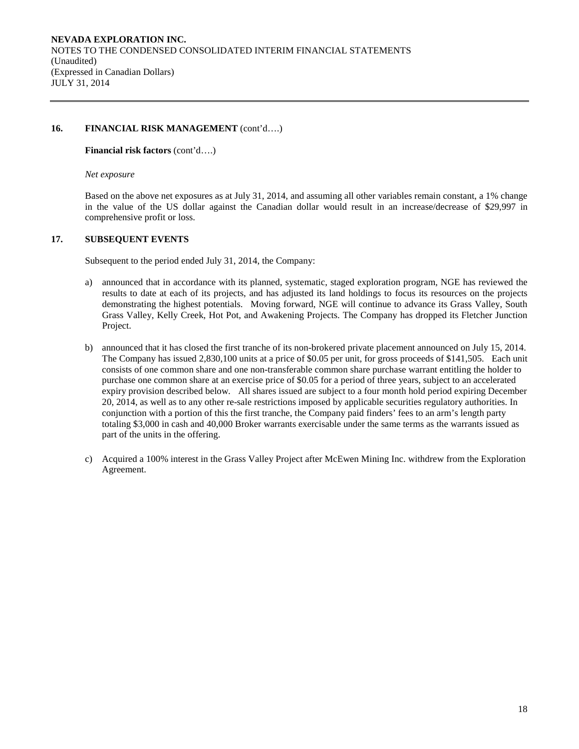## 16. FINANCIAL RISK MANAGEMENT (cont'd….)

**Financial risk factors** (cont'd….)

*Net exposure*

Based on the above net exposures as at July 31, 2014, and assuming all other variables remain constant, a 1% change in the value of the US dollar against the Canadian dollar would result in an increase/decrease of $29,997 in comprehensive profit or loss.

## 17. SUBSEQUENT EVENTS

Subsequent to the period ended July 31, 2014, the Company:

a) announced that in accordance with its planned, systematic, staged exploration program, NGE has reviewed the results to date at each of its projects, and has adjusted its land holdings to focus its resources on the projects demonstrating the highest potentials. Moving forward, NGE will continue to advance its Grass Valley, South Grass Valley, Kelly Creek, Hot Pot, and Awakening Projects. The Company has dropped its Fletcher Junction Project.

b) announced that it has closed the first tranche of its non-brokered private placement announced on July 15, 2014. The Company has issued 2,830,100 units at a price of $0.05 per unit, for gross proceeds of $141,505. Each unit consists of one common share and one non-transferable common share purchase warrant entitling the holder to purchase one common share at an exercise price of $0.05 for a period of three years, subject to an accelerated expiry provision described below. All shares issued are subject to a four month hold period expiring December 20, 2014, as well as to any other re-sale restrictions imposed by applicable securities regulatory authorities. In conjunction with a portion of this the first tranche, the Company paid finders' fees to an arm's length party totaling $3,000 in cash and 40,000 Broker warrants exercisable under the same terms as the warrants issued as part of the units in the offering.

c) Acquired a 100% interest in the Grass Valley Project after McEwen Mining Inc. withdrew from the Exploration Agreement.